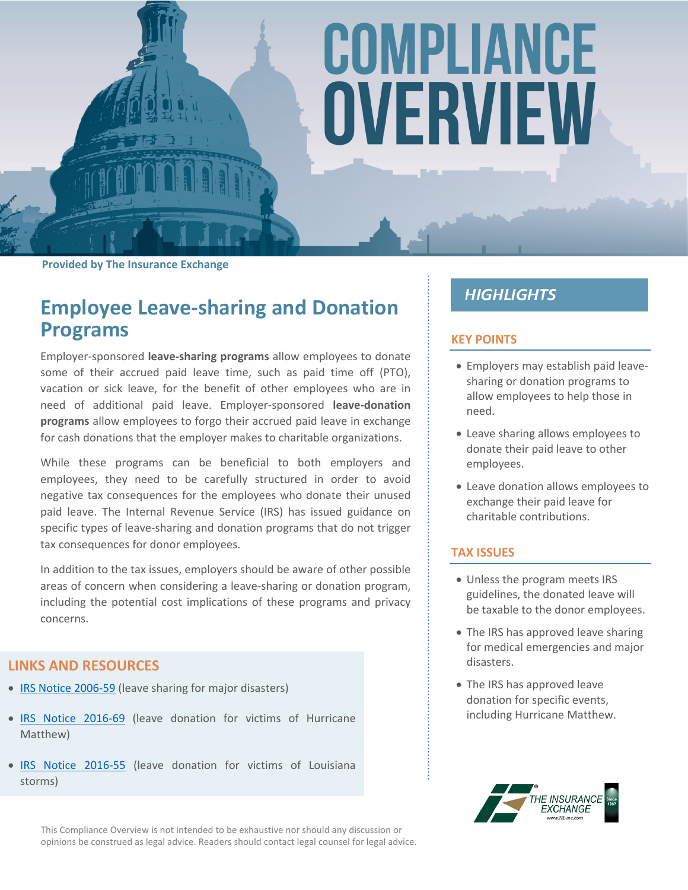# COMPLIANCE OVERVIEW

**Provided by The Insurance Exchange**

## Employee Leave-sharing and Donation Programs

Employer-sponsored **leave-sharing programs** allow employees to donate some of their accrued paid leave time, such as paid time off (PTO), vacation or sick leave, for the benefit of other employees who are in need of additional paid leave. Employer-sponsored **leave-donation programs** allow employees to forgo their accrued paid leave in exchange for cash donations that the employer makes to charitable organizations.

While these programs can be beneficial to both employers and employees, they need to be carefully structured in order to avoid negative tax consequences for the employees who donate their unused paid leave. The Internal Revenue Service (IRS) has issued guidance on specific types of leave-sharing and donation programs that do not trigger tax consequences for donor employees.

In addition to the tax issues, employers should be aware of other possible areas of concern when considering a leave-sharing or donation program, including the potential cost implications of these programs and privacy concerns.

### LINKS AND RESOURCES

- IRS Notice 2006-59 (leave sharing for major disasters)
- IRS Notice 2016-69 (leave donation for victims of Hurricane Matthew)
- IRS Notice 2016-55 (leave donation for victims of Louisiana storms)

## *HIGHLIGHTS*

### KEY POINTS

- Employers may establish paid leave-sharing or donation programs to allow employees to help those in need.
- Leave sharing allows employees to donate their paid leave to other employees.
- Leave donation allows employees to exchange their paid leave for charitable contributions.

### TAX ISSUES

- Unless the program meets IRS guidelines, the donated leave will be taxable to the donor employees.
- The IRS has approved leave sharing for medical emergencies and major disasters.
- The IRS has approved leave donation for specific events, including Hurricane Matthew.

This Compliance Overview is not intended to be exhaustive nor should any discussion or opinions be construed as legal advice. Readers should contact legal counsel for legal advice.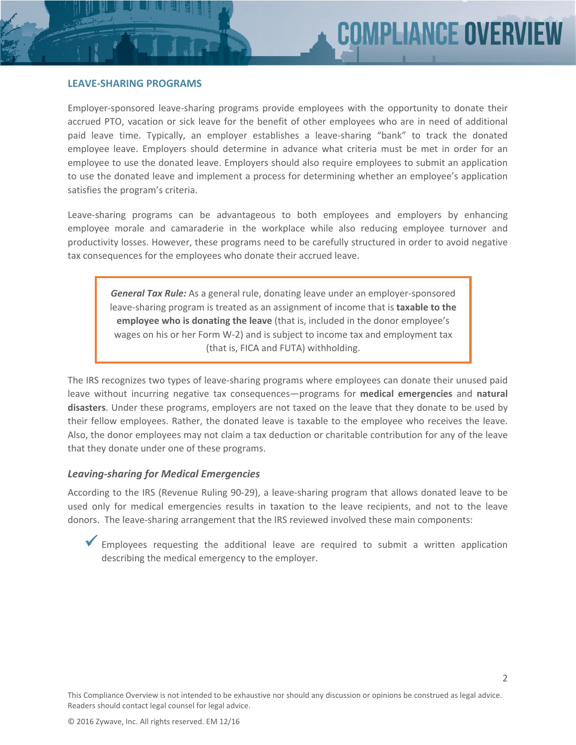## LEAVE-SHARING PROGRAMS

Employer-sponsored leave-sharing programs provide employees with the opportunity to donate their accrued PTO, vacation or sick leave for the benefit of other employees who are in need of additional paid leave time. Typically, an employer establishes a leave-sharing "bank" to track the donated employee leave. Employers should determine in advance what criteria must be met in order for an employee to use the donated leave. Employers should also require employees to submit an application to use the donated leave and implement a process for determining whether an employee's application satisfies the program's criteria.

Leave-sharing programs can be advantageous to both employees and employers by enhancing employee morale and camaraderie in the workplace while also reducing employee turnover and productivity losses. However, these programs need to be carefully structured in order to avoid negative tax consequences for the employees who donate their accrued leave.

> ***General Tax Rule:*** As a general rule, donating leave under an employer-sponsored leave-sharing program is treated as an assignment of income that is **taxable to the employee who is donating the leave** (that is, included in the donor employee's wages on his or her Form W-2) and is subject to income tax and employment tax (that is, FICA and FUTA) withholding.

The IRS recognizes two types of leave-sharing programs where employees can donate their unused paid leave without incurring negative tax consequences—programs for **medical emergencies** and **natural disasters**. Under these programs, employers are not taxed on the leave that they donate to be used by their fellow employees. Rather, the donated leave is taxable to the employee who receives the leave. Also, the donor employees may not claim a tax deduction or charitable contribution for any of the leave that they donate under one of these programs.

### *Leaving-sharing for Medical Emergencies*

According to the IRS (Revenue Ruling 90-29), a leave-sharing program that allows donated leave to be used only for medical emergencies results in taxation to the leave recipients, and not to the leave donors. The leave-sharing arrangement that the IRS reviewed involved these main components:

- ✓ Employees requesting the additional leave are required to submit a written application describing the medical emergency to the employer.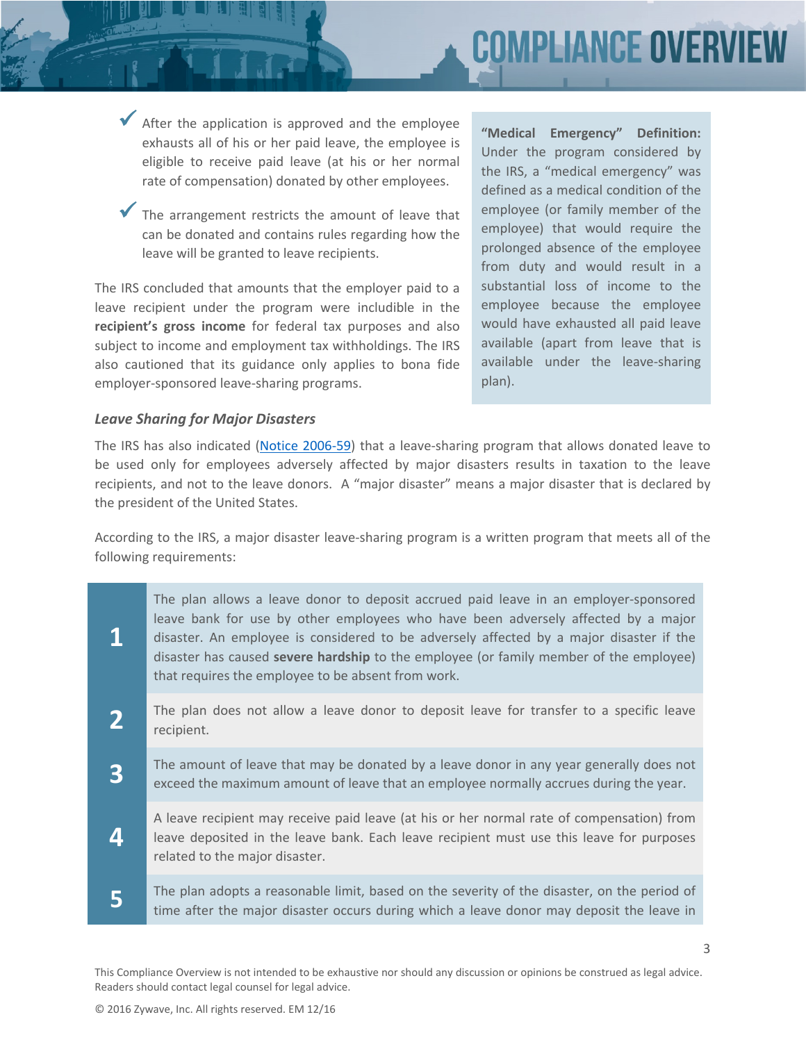- ✓ After the application is approved and the employee exhausts all of his or her paid leave, the employee is eligible to receive paid leave (at his or her normal rate of compensation) donated by other employees.
- ✓ The arrangement restricts the amount of leave that can be donated and contains rules regarding how the leave will be granted to leave recipients.

The IRS concluded that amounts that the employer paid to a leave recipient under the program were includible in the **recipient's gross income** for federal tax purposes and also subject to income and employment tax withholdings. The IRS also cautioned that its guidance only applies to bona fide employer-sponsored leave-sharing programs.

> **"Medical Emergency" Definition:** Under the program considered by the IRS, a "medical emergency" was defined as a medical condition of the employee (or family member of the employee) that would require the prolonged absence of the employee from duty and would result in a substantial loss of income to the employee because the employee would have exhausted all paid leave available (apart from leave that is available under the leave-sharing plan).

### *Leave Sharing for Major Disasters*

The IRS has also indicated (Notice 2006-59) that a leave-sharing program that allows donated leave to be used only for employees adversely affected by major disasters results in taxation to the leave recipients, and not to the leave donors. A "major disaster" means a major disaster that is declared by the president of the United States.

According to the IRS, a major disaster leave-sharing program is a written program that meets all of the following requirements:

| | |
|---|---|
| **1** | The plan allows a leave donor to deposit accrued paid leave in an employer-sponsored leave bank for use by other employees who have been adversely affected by a major disaster. An employee is considered to be adversely affected by a major disaster if the disaster has caused **severe hardship** to the employee (or family member of the employee) that requires the employee to be absent from work. |
| **2** | The plan does not allow a leave donor to deposit leave for transfer to a specific leave recipient. |
| **3** | The amount of leave that may be donated by a leave donor in any year generally does not exceed the maximum amount of leave that an employee normally accrues during the year. |
| **4** | A leave recipient may receive paid leave (at his or her normal rate of compensation) from leave deposited in the leave bank. Each leave recipient must use this leave for purposes related to the major disaster. |
| **5** | The plan adopts a reasonable limit, based on the severity of the disaster, on the period of time after the major disaster occurs during which a leave donor may deposit the leave in |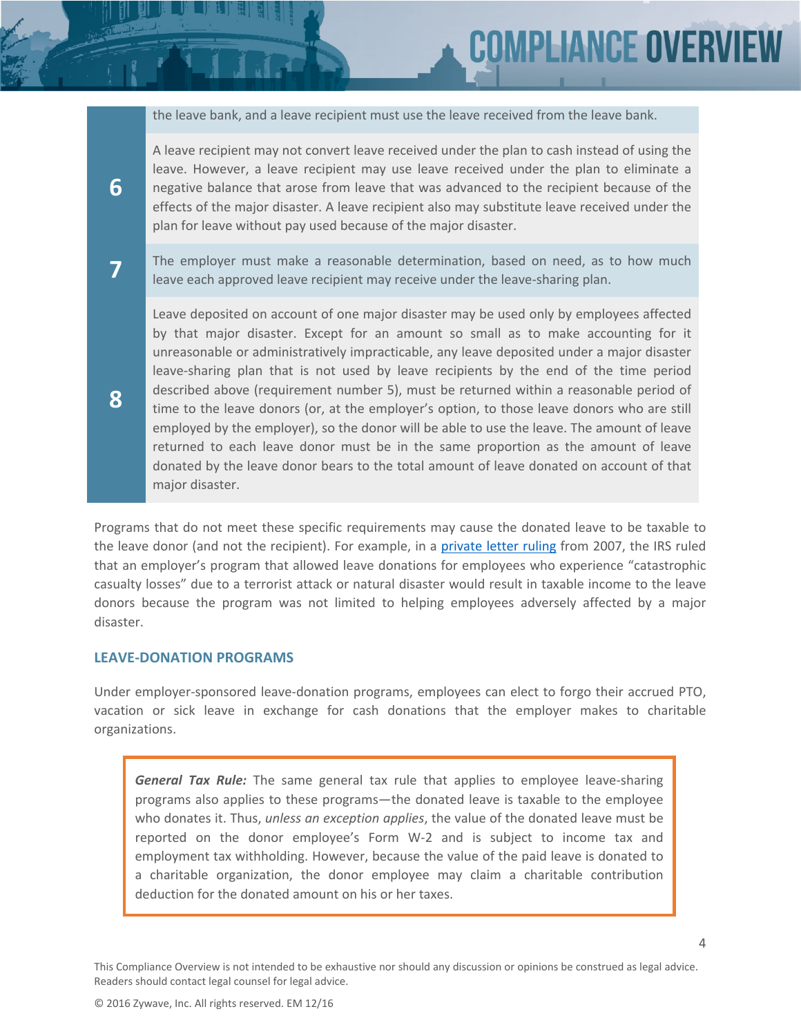| | |
|---|---|
| | the leave bank, and a leave recipient must use the leave received from the leave bank. |
| **6** | A leave recipient may not convert leave received under the plan to cash instead of using the leave. However, a leave recipient may use leave received under the plan to eliminate a negative balance that arose from leave that was advanced to the recipient because of the effects of the major disaster. A leave recipient also may substitute leave received under the plan for leave without pay used because of the major disaster. |
| **7** | The employer must make a reasonable determination, based on need, as to how much leave each approved leave recipient may receive under the leave-sharing plan. |
| **8** | Leave deposited on account of one major disaster may be used only by employees affected by that major disaster. Except for an amount so small as to make accounting for it unreasonable or administratively impracticable, any leave deposited under a major disaster leave-sharing plan that is not used by leave recipients by the end of the time period described above (requirement number 5), must be returned within a reasonable period of time to the leave donors (or, at the employer's option, to those leave donors who are still employed by the employer), so the donor will be able to use the leave. The amount of leave returned to each leave donor must be in the same proportion as the amount of leave donated by the leave donor bears to the total amount of leave donated on account of that major disaster. |

Programs that do not meet these specific requirements may cause the donated leave to be taxable to the leave donor (and not the recipient). For example, in a private letter ruling from 2007, the IRS ruled that an employer's program that allowed leave donations for employees who experience "catastrophic casualty losses" due to a terrorist attack or natural disaster would result in taxable income to the leave donors because the program was not limited to helping employees adversely affected by a major disaster.

## LEAVE-DONATION PROGRAMS

Under employer-sponsored leave-donation programs, employees can elect to forgo their accrued PTO, vacation or sick leave in exchange for cash donations that the employer makes to charitable organizations.

> ***General Tax Rule:*** The same general tax rule that applies to employee leave-sharing programs also applies to these programs—the donated leave is taxable to the employee who donates it. Thus, *unless an exception applies*, the value of the donated leave must be reported on the donor employee's Form W-2 and is subject to income tax and employment tax withholding. However, because the value of the paid leave is donated to a charitable organization, the donor employee may claim a charitable contribution deduction for the donated amount on his or her taxes.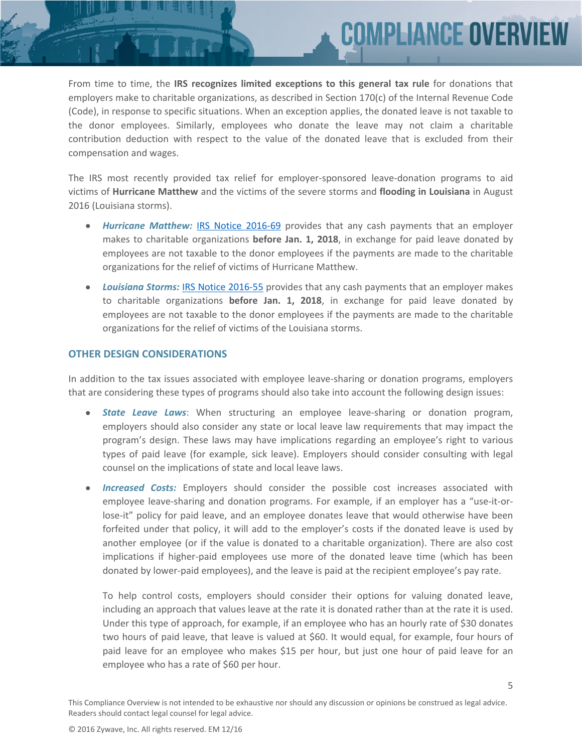From time to time, the **IRS recognizes limited exceptions to this general tax rule** for donations that employers make to charitable organizations, as described in Section 170(c) of the Internal Revenue Code (Code), in response to specific situations. When an exception applies, the donated leave is not taxable to the donor employees. Similarly, employees who donate the leave may not claim a charitable contribution deduction with respect to the value of the donated leave that is excluded from their compensation and wages.

The IRS most recently provided tax relief for employer-sponsored leave-donation programs to aid victims of **Hurricane Matthew** and the victims of the severe storms and **flooding in Louisiana** in August 2016 (Louisiana storms).

- ***Hurricane Matthew:*** IRS Notice 2016-69 provides that any cash payments that an employer makes to charitable organizations **before Jan. 1, 2018**, in exchange for paid leave donated by employees are not taxable to the donor employees if the payments are made to the charitable organizations for the relief of victims of Hurricane Matthew.
- ***Louisiana Storms:*** IRS Notice 2016-55 provides that any cash payments that an employer makes to charitable organizations **before Jan. 1, 2018**, in exchange for paid leave donated by employees are not taxable to the donor employees if the payments are made to the charitable organizations for the relief of victims of the Louisiana storms.

## OTHER DESIGN CONSIDERATIONS

In addition to the tax issues associated with employee leave-sharing or donation programs, employers that are considering these types of programs should also take into account the following design issues:

- ***State Leave Laws***: When structuring an employee leave-sharing or donation program, employers should also consider any state or local leave law requirements that may impact the program's design. These laws may have implications regarding an employee's right to various types of paid leave (for example, sick leave). Employers should consider consulting with legal counsel on the implications of state and local leave laws.
- ***Increased Costs:*** Employers should consider the possible cost increases associated with employee leave-sharing and donation programs. For example, if an employer has a "use-it-or-lose-it" policy for paid leave, and an employee donates leave that would otherwise have been forfeited under that policy, it will add to the employer's costs if the donated leave is used by another employee (or if the value is donated to a charitable organization). There are also cost implications if higher-paid employees use more of the donated leave time (which has been donated by lower-paid employees), and the leave is paid at the recipient employee's pay rate.

  To help control costs, employers should consider their options for valuing donated leave, including an approach that values leave at the rate it is donated rather than at the rate it is used. Under this type of approach, for example, if an employee who has an hourly rate of $30 donates two hours of paid leave, that leave is valued at $60. It would equal, for example, four hours of paid leave for an employee who makes $15 per hour, but just one hour of paid leave for an employee who has a rate of $60 per hour.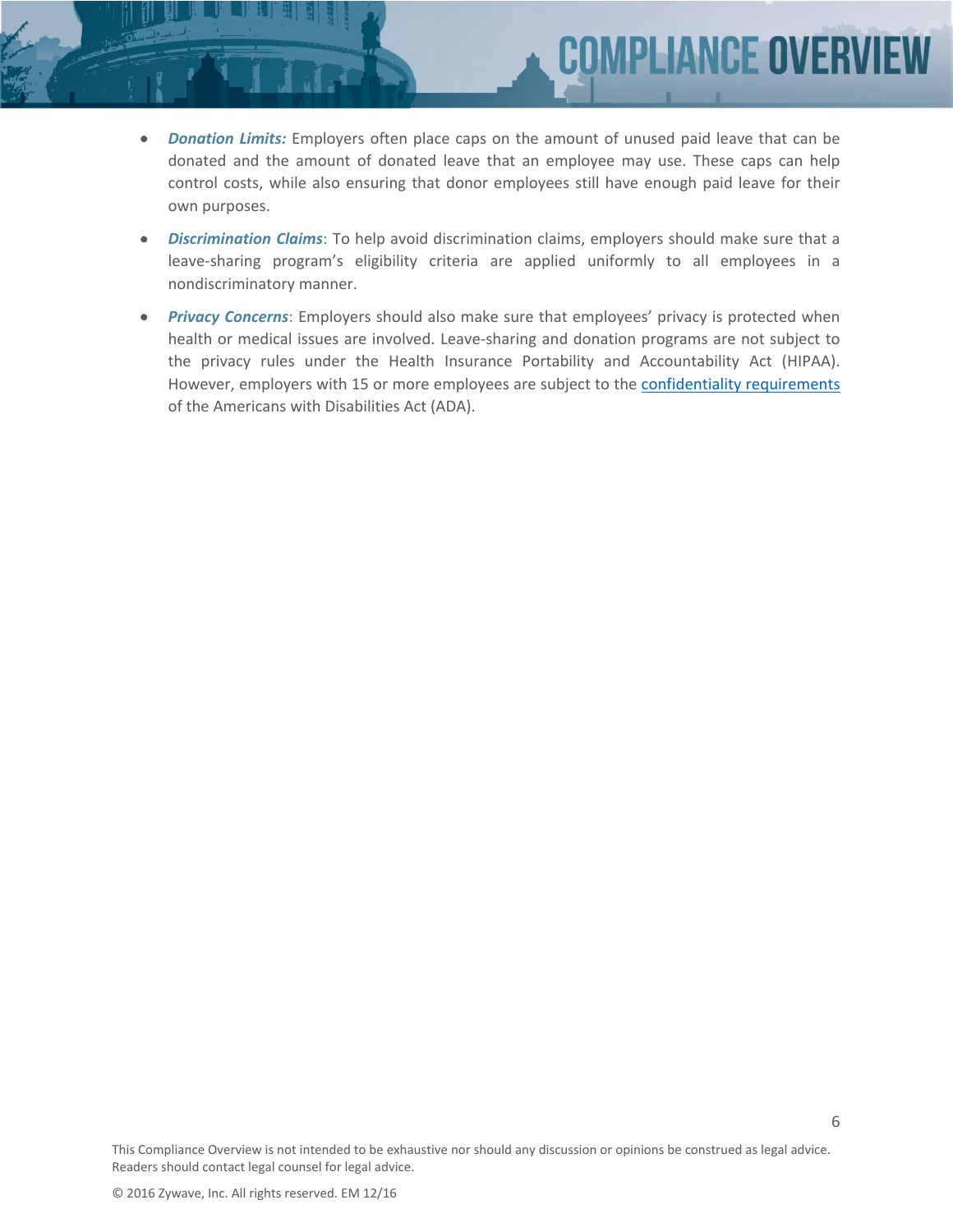- ***Donation Limits:*** Employers often place caps on the amount of unused paid leave that can be donated and the amount of donated leave that an employee may use. These caps can help control costs, while also ensuring that donor employees still have enough paid leave for their own purposes.
- ***Discrimination Claims***: To help avoid discrimination claims, employers should make sure that a leave-sharing program's eligibility criteria are applied uniformly to all employees in a nondiscriminatory manner.
- ***Privacy Concerns***: Employers should also make sure that employees' privacy is protected when health or medical issues are involved. Leave-sharing and donation programs are not subject to the privacy rules under the Health Insurance Portability and Accountability Act (HIPAA). However, employers with 15 or more employees are subject to the confidentiality requirements of the Americans with Disabilities Act (ADA).

This Compliance Overview is not intended to be exhaustive nor should any discussion or opinions be construed as legal advice. Readers should contact legal counsel for legal advice.

© 2016 Zywave, Inc. All rights reserved. EM 12/16